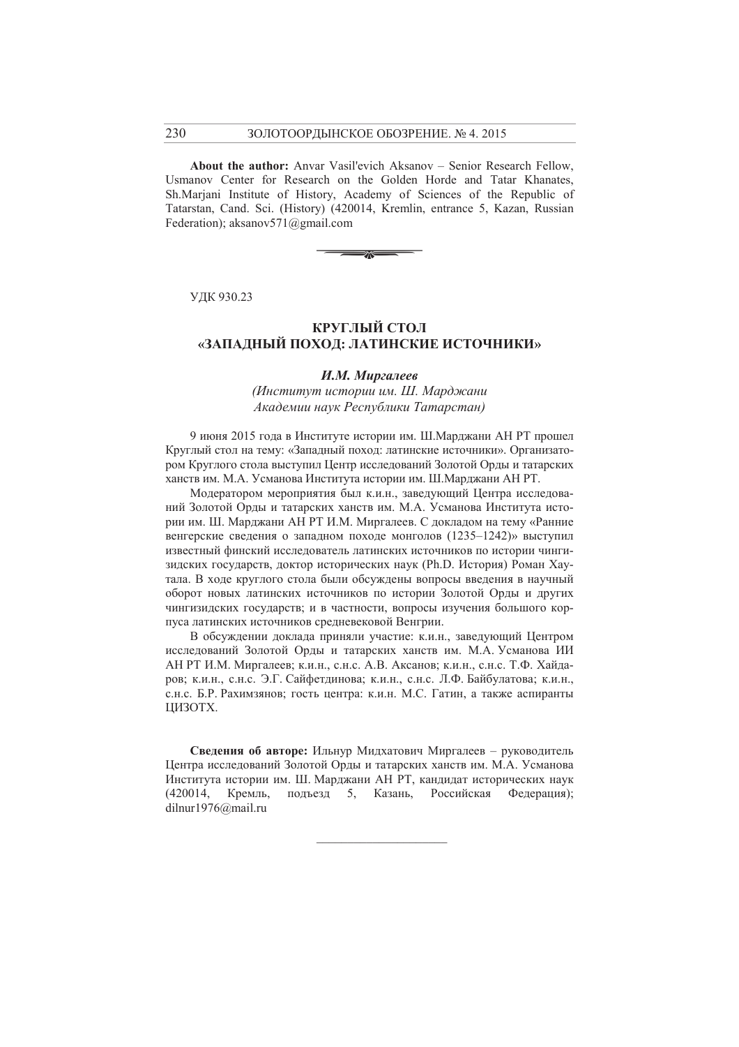**About the author:** Anvar Vasil'evich Aksanov – Senior Research Fellow, Usmanov Center for Research on the Golden Horde and Tatar Khanates, Sh.Marjani Institute of History, Academy of Sciences of the Republic of Tatarstan, Cand. Sci. (History) (420014, Kremlin, entrance 5, Kazan, Russian Federation); aksanov571@gmail.com

---

УДК 930.23

# КРУГЛЫЙ СТОЛ «ЗАПАДНЫЙ ПОХОД: ЛАТИНСКИЕ ИСТОЧНИКИ»

***И.М. Миргалеев***

*(Институт истории им. Ш. Марджани Академии наук Республики Татарстан)*

9 июня 2015 года в Институте истории им. Ш.Марджани АН РТ прошел Круглый стол на тему: «Западный поход: латинские источники». Организатором Круглого стола выступил Центр исследований Золотой Орды и татарских ханств им. М.А. Усманова Института истории им. Ш.Марджани АН РТ.

Модератором мероприятия был к.и.н., заведующий Центра исследований Золотой Орды и татарских ханств им. М.А. Усманова Института истории им. Ш. Марджани АН РТ И.М. Миргалеев. С докладом на тему «Ранние венгерские сведения о западном походе монголов (1235–1242)» выступил известный финский исследователь латинских источников по истории чингизидских государств, доктор исторических наук (Ph.D. История) Роман Хаутала. В ходе круглого стола были обсуждены вопросы введения в научный оборот новых латинских источников по истории Золотой Орды и других чингизидских государств; и в частности, вопросы изучения большого корпуса латинских источников средневековой Венгрии.

В обсуждении доклада приняли участие: к.и.н., заведующий Центром исследований Золотой Орды и татарских ханств им. М.А. Усманова ИИ АН РТ И.М. Миргалеев; к.и.н., с.н.с. А.В. Аксанов; к.и.н., с.н.с. Т.Ф. Хайдаров; к.и.н., с.н.с. Э.Г. Сайфетдинова; к.и.н., с.н.с. Л.Ф. Байбулатова; к.и.н., с.н.с. Б.Р. Рахимзянов; гость центра: к.и.н. М.С. Гатин, а также аспиранты ЦИЗОТХ.

**Сведения об авторе:** Ильнур Мидхатович Миргалеев – руководитель Центра исследований Золотой Орды и татарских ханств им. М.А. Усманова Института истории им. Ш. Марджани АН РТ, кандидат исторических наук (420014, Кремль, подъезд 5, Казань, Российская Федерация); dilnur1976@mail.ru

---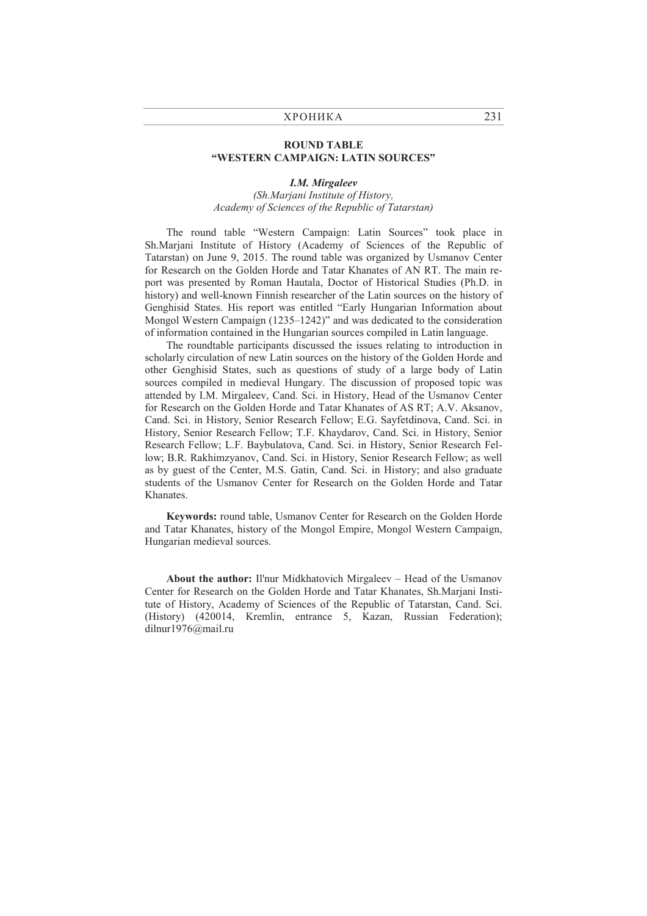## ROUND TABLE
## "WESTERN CAMPAIGN: LATIN SOURCES"

***I.M. Mirgaleev***

*(Sh.Marjani Institute of History,*
*Academy of Sciences of the Republic of Tatarstan)*

The round table "Western Campaign: Latin Sources" took place in Sh.Marjani Institute of History (Academy of Sciences of the Republic of Tatarstan) on June 9, 2015. The round table was organized by Usmanov Center for Research on the Golden Horde and Tatar Khanates of AN RT. The main report was presented by Roman Hautala, Doctor of Historical Studies (Ph.D. in history) and well-known Finnish researcher of the Latin sources on the history of Genghisid States. His report was entitled "Early Hungarian Information about Mongol Western Campaign (1235–1242)" and was dedicated to the consideration of information contained in the Hungarian sources compiled in Latin language.

The roundtable participants discussed the issues relating to introduction in scholarly circulation of new Latin sources on the history of the Golden Horde and other Genghisid States, such as questions of study of a large body of Latin sources compiled in medieval Hungary. The discussion of proposed topic was attended by I.M. Mirgaleev, Cand. Sci. in History, Head of the Usmanov Center for Research on the Golden Horde and Tatar Khanates of AS RT; A.V. Aksanov, Cand. Sci. in History, Senior Research Fellow; E.G. Sayfetdinova, Cand. Sci. in History, Senior Research Fellow; T.F. Khaydarov, Cand. Sci. in History, Senior Research Fellow; L.F. Baybulatova, Cand. Sci. in History, Senior Research Fellow; B.R. Rakhimzyanov, Cand. Sci. in History, Senior Research Fellow; as well as by guest of the Center, M.S. Gatin, Cand. Sci. in History; and also graduate students of the Usmanov Center for Research on the Golden Horde and Tatar Khanates.

**Keywords:** round table, Usmanov Center for Research on the Golden Horde and Tatar Khanates, history of the Mongol Empire, Mongol Western Campaign, Hungarian medieval sources.

**About the author:** Il'nur Midkhatovich Mirgaleev – Head of the Usmanov Center for Research on the Golden Horde and Tatar Khanates, Sh.Marjani Institute of History, Academy of Sciences of the Republic of Tatarstan, Cand. Sci. (History) (420014, Kremlin, entrance 5, Kazan, Russian Federation); dilnur1976@mail.ru